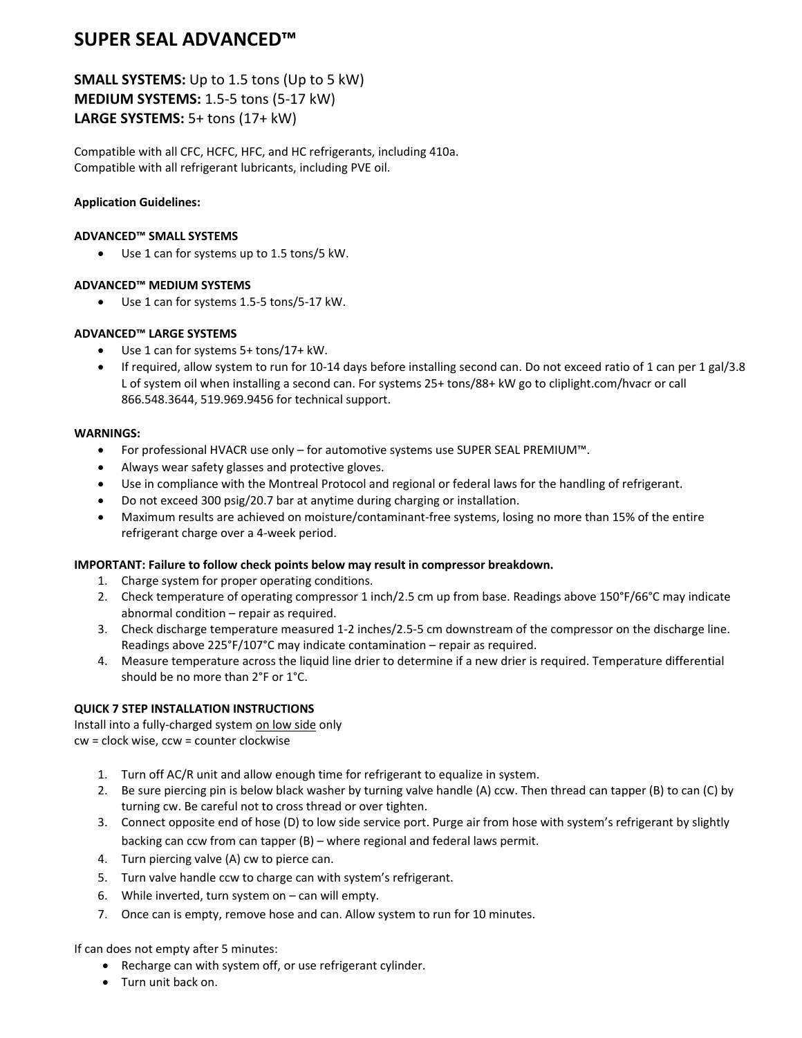# SUPER SEAL ADVANCED™

**SMALL SYSTEMS:** Up to 1.5 tons (Up to 5 kW)
**MEDIUM SYSTEMS:** 1.5-5 tons (5-17 kW)
**LARGE SYSTEMS:** 5+ tons (17+ kW)

Compatible with all CFC, HCFC, HFC, and HC refrigerants, including 410a.
Compatible with all refrigerant lubricants, including PVE oil.

**Application Guidelines:**

**ADVANCED™ SMALL SYSTEMS**

- Use 1 can for systems up to 1.5 tons/5 kW.

**ADVANCED™ MEDIUM SYSTEMS**

- Use 1 can for systems 1.5-5 tons/5-17 kW.

**ADVANCED™ LARGE SYSTEMS**

- Use 1 can for systems 5+ tons/17+ kW.
- If required, allow system to run for 10-14 days before installing second can. Do not exceed ratio of 1 can per 1 gal/3.8 L of system oil when installing a second can. For systems 25+ tons/88+ kW go to cliplight.com/hvacr or call 866.548.3644, 519.969.9456 for technical support.

**WARNINGS:**

- For professional HVACR use only – for automotive systems use SUPER SEAL PREMIUM™.
- Always wear safety glasses and protective gloves.
- Use in compliance with the Montreal Protocol and regional or federal laws for the handling of refrigerant.
- Do not exceed 300 psig/20.7 bar at anytime during charging or installation.
- Maximum results are achieved on moisture/contaminant-free systems, losing no more than 15% of the entire refrigerant charge over a 4-week period.

**IMPORTANT: Failure to follow check points below may result in compressor breakdown.**

1. Charge system for proper operating conditions.
2. Check temperature of operating compressor 1 inch/2.5 cm up from base. Readings above 150°F/66°C may indicate abnormal condition – repair as required.
3. Check discharge temperature measured 1-2 inches/2.5-5 cm downstream of the compressor on the discharge line. Readings above 225°F/107°C may indicate contamination – repair as required.
4. Measure temperature across the liquid line drier to determine if a new drier is required. Temperature differential should be no more than 2°F or 1°C.

**QUICK 7 STEP INSTALLATION INSTRUCTIONS**
Install into a fully-charged system <u>on low side</u> only
cw = clock wise, ccw = counter clockwise

1. Turn off AC/R unit and allow enough time for refrigerant to equalize in system.
2. Be sure piercing pin is below black washer by turning valve handle (A) ccw. Then thread can tapper (B) to can (C) by turning cw. Be careful not to cross thread or over tighten.
3. Connect opposite end of hose (D) to low side service port. Purge air from hose with system's refrigerant by slightly backing can ccw from can tapper (B) – where regional and federal laws permit.
4. Turn piercing valve (A) cw to pierce can.
5. Turn valve handle ccw to charge can with system's refrigerant.
6. While inverted, turn system on – can will empty.
7. Once can is empty, remove hose and can. Allow system to run for 10 minutes.

If can does not empty after 5 minutes:

- Recharge can with system off, or use refrigerant cylinder.
- Turn unit back on.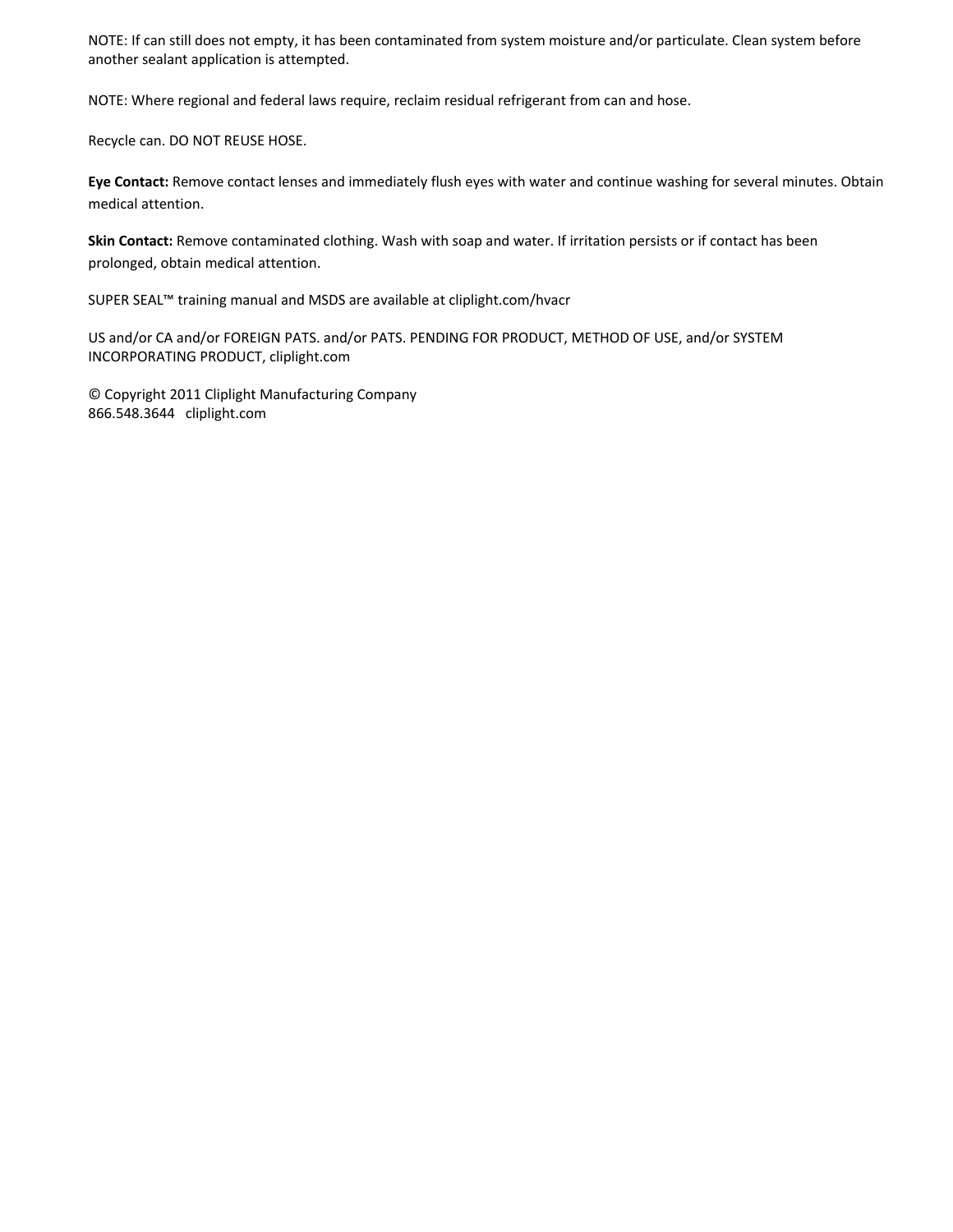NOTE: If can still does not empty, it has been contaminated from system moisture and/or particulate. Clean system before another sealant application is attempted.

NOTE: Where regional and federal laws require, reclaim residual refrigerant from can and hose.

Recycle can. DO NOT REUSE HOSE.

**Eye Contact:** Remove contact lenses and immediately flush eyes with water and continue washing for several minutes. Obtain medical attention.

**Skin Contact:** Remove contaminated clothing. Wash with soap and water. If irritation persists or if contact has been prolonged, obtain medical attention.

SUPER SEAL™ training manual and MSDS are available at cliplight.com/hvacr

US and/or CA and/or FOREIGN PATS. and/or PATS. PENDING FOR PRODUCT, METHOD OF USE, and/or SYSTEM INCORPORATING PRODUCT, cliplight.com

© Copyright 2011 Cliplight Manufacturing Company
866.548.3644 cliplight.com